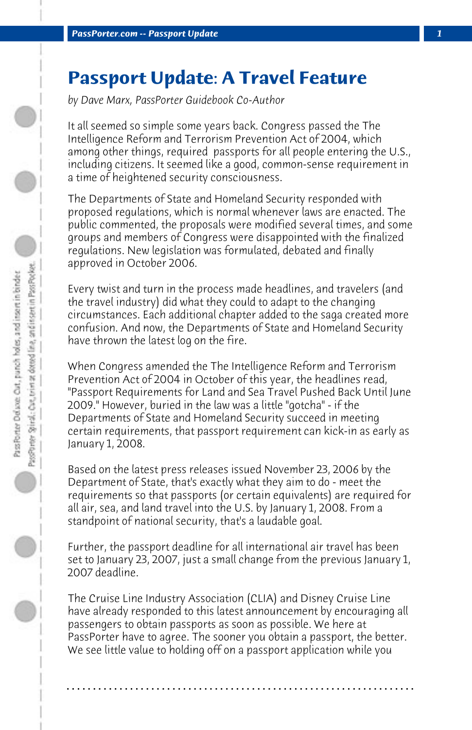# Passport Update: A Travel Feature

*by Dave Marx, PassPorter Guidebook Co-Author*

It all seemed so simple some years back. Congress passed the The Intelligence Reform and Terrorism Prevention Act of 2004, which among other things, required passports for all people entering the U.S., including citizens. It seemed like a good, common-sense requirement in a time of heightened security consciousness.

The Departments of State and Homeland Security responded with proposed regulations, which is normal whenever laws are enacted. The public commented, the proposals were modified several times, and some groups and members of Congress were disappointed with the finalized regulations. New legislation was formulated, debated and finally approved in October 2006.

Every twist and turn in the process made headlines, and travelers (and the travel industry) did what they could to adapt to the changing circumstances. Each additional chapter added to the saga created more confusion. And now, the Departments of State and Homeland Security have thrown the latest log on the fire.

When Congress amended the The Intelligence Reform and Terrorism Prevention Act of 2004 in October of this year, the headlines read, "Passport Requirements for Land and Sea Travel Pushed Back Until June 2009." However, buried in the law was a little "gotcha" - if the Departments of State and Homeland Security succeed in meeting certain requirements, that passport requirement can kick-in as early as January 1, 2008.

Based on the latest press releases issued November 23, 2006 by the Department of State, that's exactly what they aim to do - meet the requirements so that passports (or certain equivalents) are required for all air, sea, and land travel into the U.S. by January 1, 2008. From a standpoint of national security, that's a laudable goal.

Further, the passport deadline for all international air travel has been set to January 23, 2007, just a small change from the previous January 1, 2007 deadline.

The Cruise Line Industry Association (CLIA) and Disney Cruise Line have already responded to this latest announcement by encouraging all passengers to obtain passports as soon as possible. We here at PassPorter have to agree. The sooner you obtain a passport, the better. We see little value to holding off on a passport application while you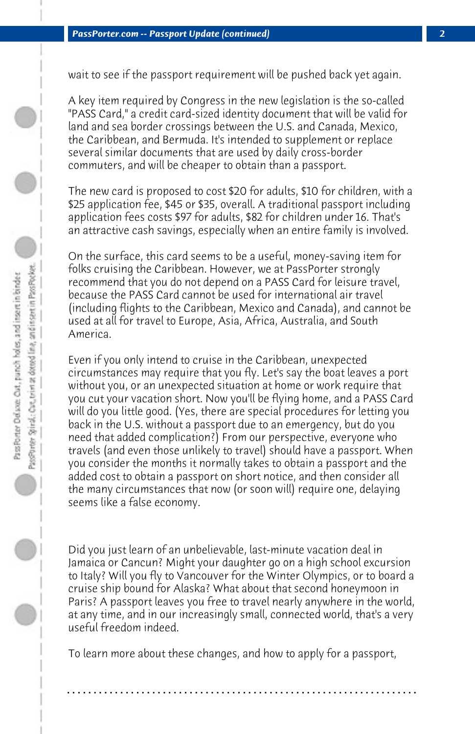wait to see if the passport requirement will be pushed back yet again.

A key item required by Congress in the new legislation is the so-called "PASS Card," a credit card-sized identity document that will be valid for land and sea border crossings between the U.S. and Canada, Mexico, the Caribbean, and Bermuda. It's intended to supplement or replace several similar documents that are used by daily cross-border commuters, and will be cheaper to obtain than a passport.

The new card is proposed to cost $20 for adults, $10 for children, with a $25 application fee, $45 or $35, overall. A traditional passport including application fees costs $97 for adults, $82 for children under 16. That's an attractive cash savings, especially when an entire family is involved.

On the surface, this card seems to be a useful, money-saving item for folks cruising the Caribbean. However, we at PassPorter strongly recommend that you do not depend on a PASS Card for leisure travel, because the PASS Card cannot be used for international air travel (including flights to the Caribbean, Mexico and Canada), and cannot be used at all for travel to Europe, Asia, Africa, Australia, and South America.

Even if you only intend to cruise in the Caribbean, unexpected circumstances may require that you fly. Let's say the boat leaves a port without you, or an unexpected situation at home or work require that you cut your vacation short. Now you'll be flying home, and a PASS Card will do you little good. (Yes, there are special procedures for letting you back in the U.S. without a passport due to an emergency, but do you need that added complication?) From our perspective, everyone who travels (and even those unlikely to travel) should have a passport. When you consider the months it normally takes to obtain a passport and the added cost to obtain a passport on short notice, and then consider all the many circumstances that now (or soon will) require one, delaying seems like a false economy.

Did you just learn of an unbelievable, last-minute vacation deal in Jamaica or Cancun? Might your daughter go on a high school excursion to Italy? Will you fly to Vancouver for the Winter Olympics, or to board a cruise ship bound for Alaska? What about that second honeymoon in Paris? A passport leaves you free to travel nearly anywhere in the world, at any time, and in our increasingly small, connected world, that's a very useful freedom indeed.

To learn more about these changes, and how to apply for a passport,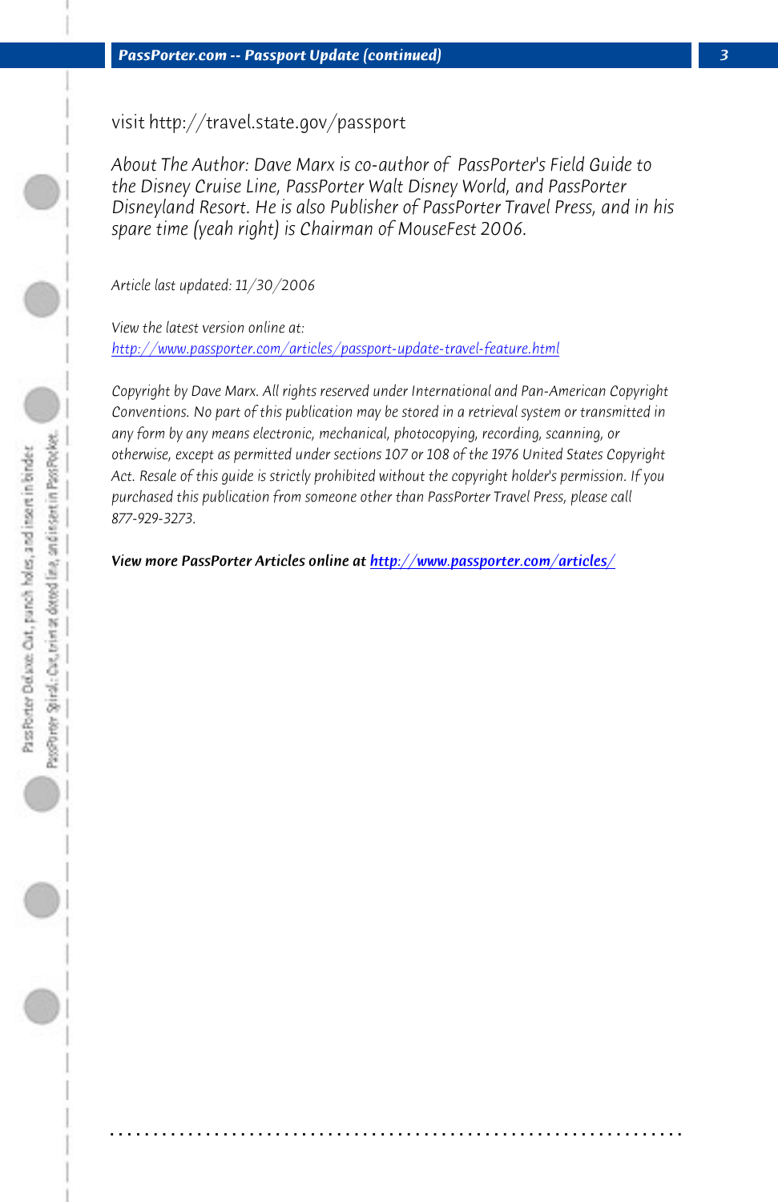visit http://travel.state.gov/passport

*About The Author: Dave Marx is co-author of PassPorter's Field Guide to the Disney Cruise Line, PassPorter Walt Disney World, and PassPorter Disneyland Resort. He is also Publisher of PassPorter Travel Press, and in his spare time (yeah right) is Chairman of MouseFest 2006.*

*Article last updated: 11/30/2006*

*View the latest version online at:*
*http://www.passporter.com/articles/passport-update-travel-feature.html*

*Copyright by Dave Marx. All rights reserved under International and Pan-American Copyright Conventions. No part of this publication may be stored in a retrieval system or transmitted in any form by any means electronic, mechanical, photocopying, recording, scanning, or otherwise, except as permitted under sections 107 or 108 of the 1976 United States Copyright Act. Resale of this guide is strictly prohibited without the copyright holder's permission. If you purchased this publication from someone other than PassPorter Travel Press, please call 877-929-3273.*

***View more PassPorter Articles online at http://www.passporter.com/articles/***